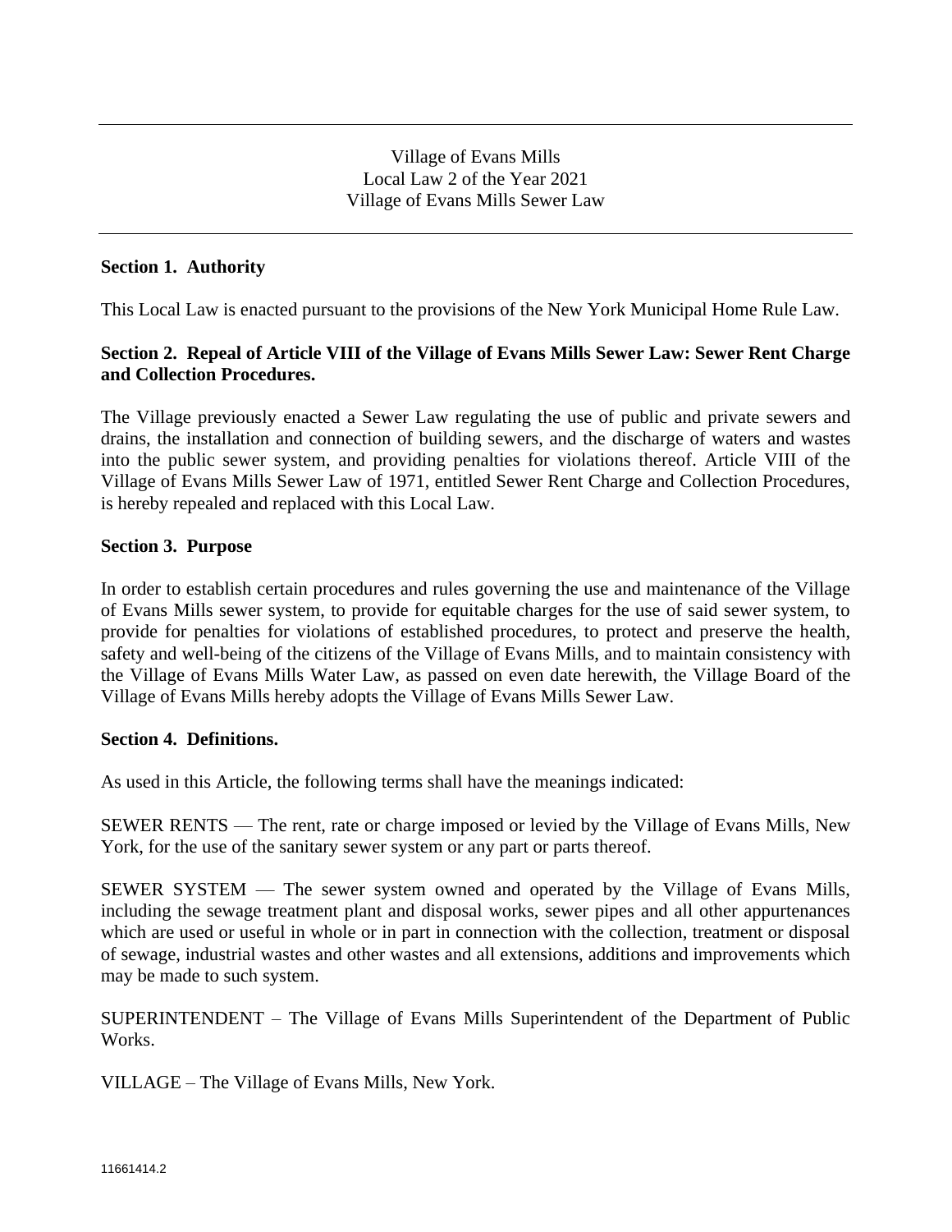Village of Evans Mills
Local Law 2 of the Year 2021
Village of Evans Mills Sewer Law

---

**Section 1. Authority**

This Local Law is enacted pursuant to the provisions of the New York Municipal Home Rule Law.

**Section 2. Repeal of Article VIII of the Village of Evans Mills Sewer Law: Sewer Rent Charge and Collection Procedures.**

The Village previously enacted a Sewer Law regulating the use of public and private sewers and drains, the installation and connection of building sewers, and the discharge of waters and wastes into the public sewer system, and providing penalties for violations thereof. Article VIII of the Village of Evans Mills Sewer Law of 1971, entitled Sewer Rent Charge and Collection Procedures, is hereby repealed and replaced with this Local Law.

**Section 3. Purpose**

In order to establish certain procedures and rules governing the use and maintenance of the Village of Evans Mills sewer system, to provide for equitable charges for the use of said sewer system, to provide for penalties for violations of established procedures, to protect and preserve the health, safety and well-being of the citizens of the Village of Evans Mills, and to maintain consistency with the Village of Evans Mills Water Law, as passed on even date herewith, the Village Board of the Village of Evans Mills hereby adopts the Village of Evans Mills Sewer Law.

**Section 4. Definitions.**

As used in this Article, the following terms shall have the meanings indicated:

SEWER RENTS — The rent, rate or charge imposed or levied by the Village of Evans Mills, New York, for the use of the sanitary sewer system or any part or parts thereof.

SEWER SYSTEM — The sewer system owned and operated by the Village of Evans Mills, including the sewage treatment plant and disposal works, sewer pipes and all other appurtenances which are used or useful in whole or in part in connection with the collection, treatment or disposal of sewage, industrial wastes and other wastes and all extensions, additions and improvements which may be made to such system.

SUPERINTENDENT – The Village of Evans Mills Superintendent of the Department of Public Works.

VILLAGE – The Village of Evans Mills, New York.

11661414.2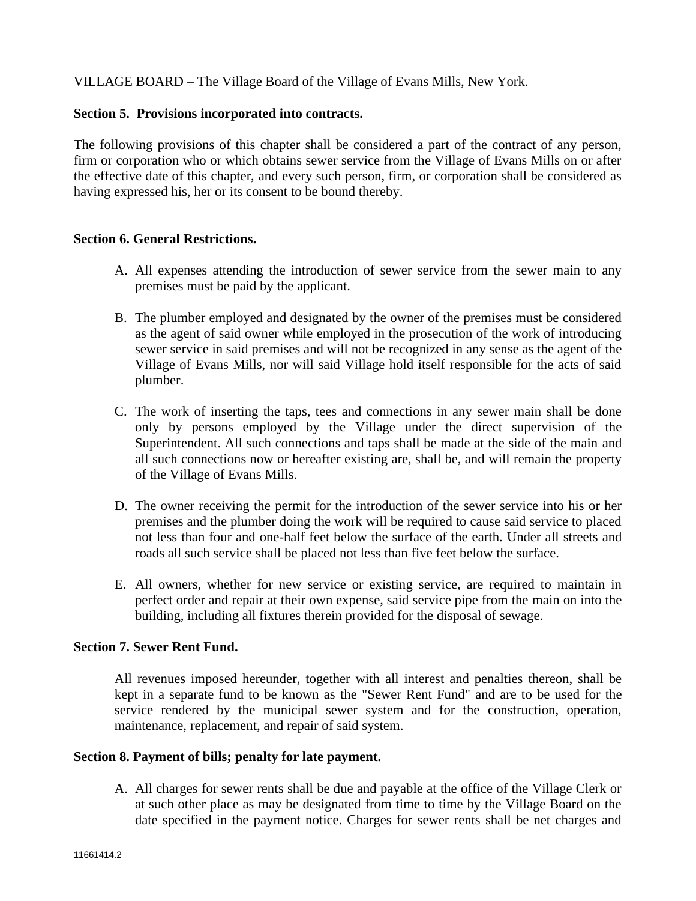VILLAGE BOARD – The Village Board of the Village of Evans Mills, New York.

**Section 5. Provisions incorporated into contracts.**

The following provisions of this chapter shall be considered a part of the contract of any person, firm or corporation who or which obtains sewer service from the Village of Evans Mills on or after the effective date of this chapter, and every such person, firm, or corporation shall be considered as having expressed his, her or its consent to be bound thereby.

**Section 6. General Restrictions.**

A. All expenses attending the introduction of sewer service from the sewer main to any premises must be paid by the applicant.

B. The plumber employed and designated by the owner of the premises must be considered as the agent of said owner while employed in the prosecution of the work of introducing sewer service in said premises and will not be recognized in any sense as the agent of the Village of Evans Mills, nor will said Village hold itself responsible for the acts of said plumber.

C. The work of inserting the taps, tees and connections in any sewer main shall be done only by persons employed by the Village under the direct supervision of the Superintendent. All such connections and taps shall be made at the side of the main and all such connections now or hereafter existing are, shall be, and will remain the property of the Village of Evans Mills.

D. The owner receiving the permit for the introduction of the sewer service into his or her premises and the plumber doing the work will be required to cause said service to placed not less than four and one-half feet below the surface of the earth. Under all streets and roads all such service shall be placed not less than five feet below the surface.

E. All owners, whether for new service or existing service, are required to maintain in perfect order and repair at their own expense, said service pipe from the main on into the building, including all fixtures therein provided for the disposal of sewage.

**Section 7. Sewer Rent Fund.**

All revenues imposed hereunder, together with all interest and penalties thereon, shall be kept in a separate fund to be known as the "Sewer Rent Fund" and are to be used for the service rendered by the municipal sewer system and for the construction, operation, maintenance, replacement, and repair of said system.

**Section 8. Payment of bills; penalty for late payment.**

A. All charges for sewer rents shall be due and payable at the office of the Village Clerk or at such other place as may be designated from time to time by the Village Board on the date specified in the payment notice. Charges for sewer rents shall be net charges and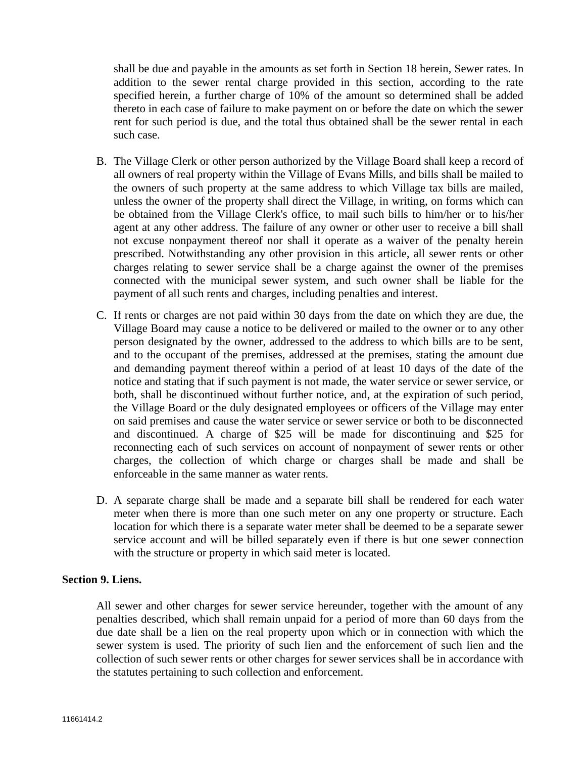shall be due and payable in the amounts as set forth in Section 18 herein, Sewer rates. In addition to the sewer rental charge provided in this section, according to the rate specified herein, a further charge of 10% of the amount so determined shall be added thereto in each case of failure to make payment on or before the date on which the sewer rent for such period is due, and the total thus obtained shall be the sewer rental in each such case.

B. The Village Clerk or other person authorized by the Village Board shall keep a record of all owners of real property within the Village of Evans Mills, and bills shall be mailed to the owners of such property at the same address to which Village tax bills are mailed, unless the owner of the property shall direct the Village, in writing, on forms which can be obtained from the Village Clerk's office, to mail such bills to him/her or to his/her agent at any other address. The failure of any owner or other user to receive a bill shall not excuse nonpayment thereof nor shall it operate as a waiver of the penalty herein prescribed. Notwithstanding any other provision in this article, all sewer rents or other charges relating to sewer service shall be a charge against the owner of the premises connected with the municipal sewer system, and such owner shall be liable for the payment of all such rents and charges, including penalties and interest.

C. If rents or charges are not paid within 30 days from the date on which they are due, the Village Board may cause a notice to be delivered or mailed to the owner or to any other person designated by the owner, addressed to the address to which bills are to be sent, and to the occupant of the premises, addressed at the premises, stating the amount due and demanding payment thereof within a period of at least 10 days of the date of the notice and stating that if such payment is not made, the water service or sewer service, or both, shall be discontinued without further notice, and, at the expiration of such period, the Village Board or the duly designated employees or officers of the Village may enter on said premises and cause the water service or sewer service or both to be disconnected and discontinued. A charge of $25 will be made for discontinuing and $25 for reconnecting each of such services on account of nonpayment of sewer rents or other charges, the collection of which charge or charges shall be made and shall be enforceable in the same manner as water rents.

D. A separate charge shall be made and a separate bill shall be rendered for each water meter when there is more than one such meter on any one property or structure. Each location for which there is a separate water meter shall be deemed to be a separate sewer service account and will be billed separately even if there is but one sewer connection with the structure or property in which said meter is located.

**Section 9. Liens.**

All sewer and other charges for sewer service hereunder, together with the amount of any penalties described, which shall remain unpaid for a period of more than 60 days from the due date shall be a lien on the real property upon which or in connection with which the sewer system is used. The priority of such lien and the enforcement of such lien and the collection of such sewer rents or other charges for sewer services shall be in accordance with the statutes pertaining to such collection and enforcement.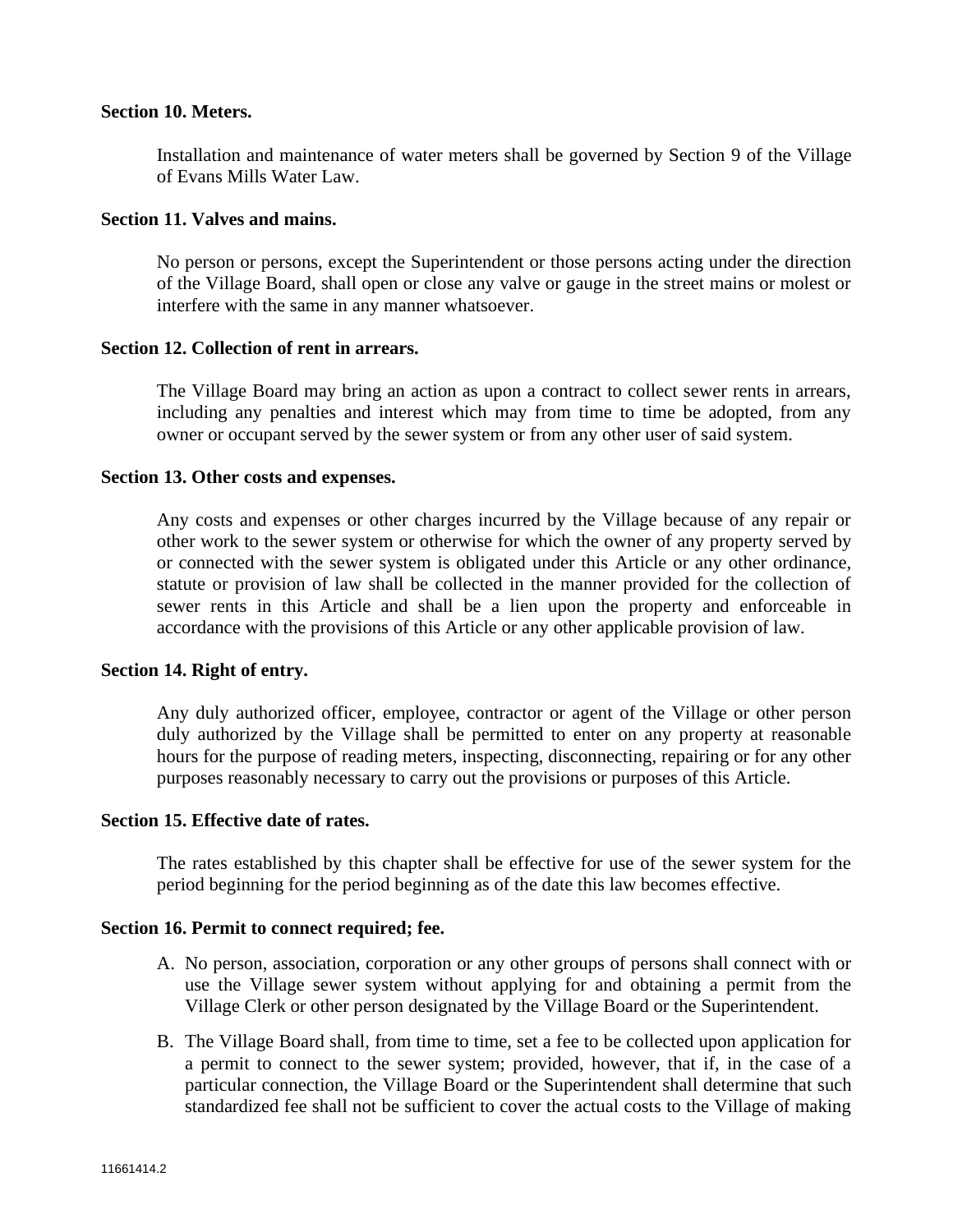**Section 10. Meters.**

Installation and maintenance of water meters shall be governed by Section 9 of the Village of Evans Mills Water Law.

**Section 11. Valves and mains.**

No person or persons, except the Superintendent or those persons acting under the direction of the Village Board, shall open or close any valve or gauge in the street mains or molest or interfere with the same in any manner whatsoever.

**Section 12. Collection of rent in arrears.**

The Village Board may bring an action as upon a contract to collect sewer rents in arrears, including any penalties and interest which may from time to time be adopted, from any owner or occupant served by the sewer system or from any other user of said system.

**Section 13. Other costs and expenses.**

Any costs and expenses or other charges incurred by the Village because of any repair or other work to the sewer system or otherwise for which the owner of any property served by or connected with the sewer system is obligated under this Article or any other ordinance, statute or provision of law shall be collected in the manner provided for the collection of sewer rents in this Article and shall be a lien upon the property and enforceable in accordance with the provisions of this Article or any other applicable provision of law.

**Section 14. Right of entry.**

Any duly authorized officer, employee, contractor or agent of the Village or other person duly authorized by the Village shall be permitted to enter on any property at reasonable hours for the purpose of reading meters, inspecting, disconnecting, repairing or for any other purposes reasonably necessary to carry out the provisions or purposes of this Article.

**Section 15. Effective date of rates.**

The rates established by this chapter shall be effective for use of the sewer system for the period beginning for the period beginning as of the date this law becomes effective.

**Section 16. Permit to connect required; fee.**

A. No person, association, corporation or any other groups of persons shall connect with or use the Village sewer system without applying for and obtaining a permit from the Village Clerk or other person designated by the Village Board or the Superintendent.

B. The Village Board shall, from time to time, set a fee to be collected upon application for a permit to connect to the sewer system; provided, however, that if, in the case of a particular connection, the Village Board or the Superintendent shall determine that such standardized fee shall not be sufficient to cover the actual costs to the Village of making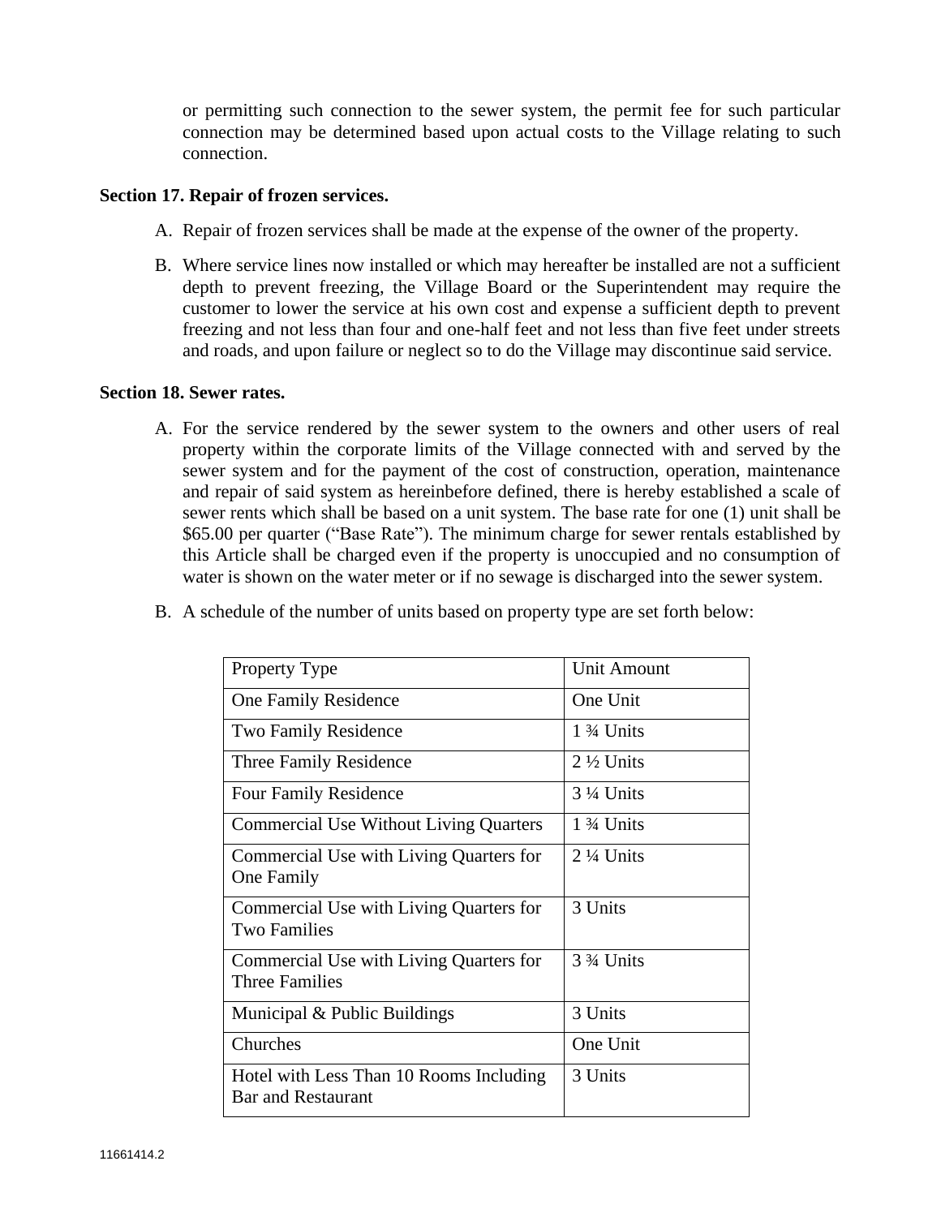or permitting such connection to the sewer system, the permit fee for such particular connection may be determined based upon actual costs to the Village relating to such connection.

**Section 17. Repair of frozen services.**

A. Repair of frozen services shall be made at the expense of the owner of the property.

B. Where service lines now installed or which may hereafter be installed are not a sufficient depth to prevent freezing, the Village Board or the Superintendent may require the customer to lower the service at his own cost and expense a sufficient depth to prevent freezing and not less than four and one-half feet and not less than five feet under streets and roads, and upon failure or neglect so to do the Village may discontinue said service.

**Section 18. Sewer rates.**

A. For the service rendered by the sewer system to the owners and other users of real property within the corporate limits of the Village connected with and served by the sewer system and for the payment of the cost of construction, operation, maintenance and repair of said system as hereinbefore defined, there is hereby established a scale of sewer rents which shall be based on a unit system. The base rate for one (1) unit shall be $65.00 per quarter ("Base Rate"). The minimum charge for sewer rentals established by this Article shall be charged even if the property is unoccupied and no consumption of water is shown on the water meter or if no sewage is discharged into the sewer system.

B. A schedule of the number of units based on property type are set forth below:

| Property Type | Unit Amount |
|---|---|
| One Family Residence | One Unit |
| Two Family Residence | 1 ¾ Units |
| Three Family Residence | 2 ½ Units |
| Four Family Residence | 3 ¼ Units |
| Commercial Use Without Living Quarters | 1 ¾ Units |
| Commercial Use with Living Quarters for One Family | 2 ¼ Units |
| Commercial Use with Living Quarters for Two Families | 3 Units |
| Commercial Use with Living Quarters for Three Families | 3 ¾ Units |
| Municipal & Public Buildings | 3 Units |
| Churches | One Unit |
| Hotel with Less Than 10 Rooms Including Bar and Restaurant | 3 Units |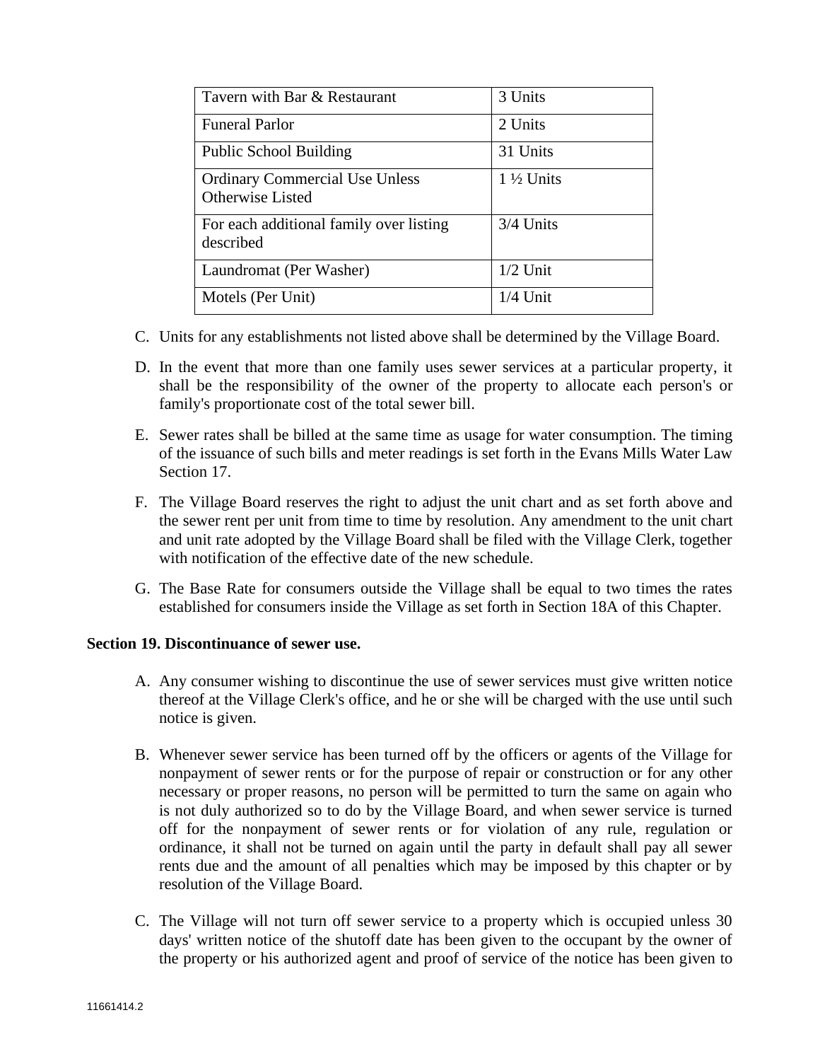| | |
|---|---|
| Tavern with Bar & Restaurant | 3 Units |
| Funeral Parlor | 2 Units |
| Public School Building | 31 Units |
| Ordinary Commercial Use Unless Otherwise Listed | 1 ½ Units |
| For each additional family over listing described | 3/4 Units |
| Laundromat (Per Washer) | 1/2 Unit |
| Motels (Per Unit) | 1/4 Unit |

C. Units for any establishments not listed above shall be determined by the Village Board.

D. In the event that more than one family uses sewer services at a particular property, it shall be the responsibility of the owner of the property to allocate each person's or family's proportionate cost of the total sewer bill.

E. Sewer rates shall be billed at the same time as usage for water consumption. The timing of the issuance of such bills and meter readings is set forth in the Evans Mills Water Law Section 17.

F. The Village Board reserves the right to adjust the unit chart and as set forth above and the sewer rent per unit from time to time by resolution. Any amendment to the unit chart and unit rate adopted by the Village Board shall be filed with the Village Clerk, together with notification of the effective date of the new schedule.

G. The Base Rate for consumers outside the Village shall be equal to two times the rates established for consumers inside the Village as set forth in Section 18A of this Chapter.

**Section 19. Discontinuance of sewer use.**

A. Any consumer wishing to discontinue the use of sewer services must give written notice thereof at the Village Clerk's office, and he or she will be charged with the use until such notice is given.

B. Whenever sewer service has been turned off by the officers or agents of the Village for nonpayment of sewer rents or for the purpose of repair or construction or for any other necessary or proper reasons, no person will be permitted to turn the same on again who is not duly authorized so to do by the Village Board, and when sewer service is turned off for the nonpayment of sewer rents or for violation of any rule, regulation or ordinance, it shall not be turned on again until the party in default shall pay all sewer rents due and the amount of all penalties which may be imposed by this chapter or by resolution of the Village Board.

C. The Village will not turn off sewer service to a property which is occupied unless 30 days' written notice of the shutoff date has been given to the occupant by the owner of the property or his authorized agent and proof of service of the notice has been given to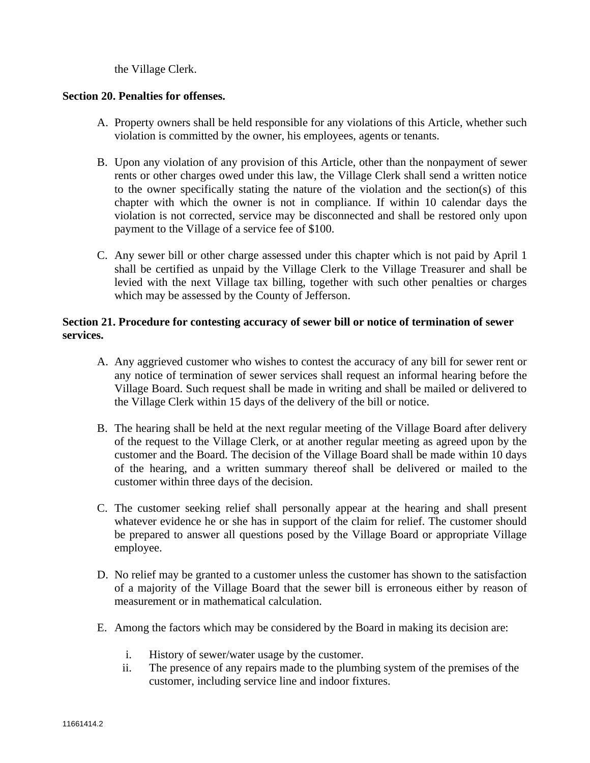the Village Clerk.

**Section 20. Penalties for offenses.**

A. Property owners shall be held responsible for any violations of this Article, whether such violation is committed by the owner, his employees, agents or tenants.

B. Upon any violation of any provision of this Article, other than the nonpayment of sewer rents or other charges owed under this law, the Village Clerk shall send a written notice to the owner specifically stating the nature of the violation and the section(s) of this chapter with which the owner is not in compliance. If within 10 calendar days the violation is not corrected, service may be disconnected and shall be restored only upon payment to the Village of a service fee of $100.

C. Any sewer bill or other charge assessed under this chapter which is not paid by April 1 shall be certified as unpaid by the Village Clerk to the Village Treasurer and shall be levied with the next Village tax billing, together with such other penalties or charges which may be assessed by the County of Jefferson.

**Section 21. Procedure for contesting accuracy of sewer bill or notice of termination of sewer services.**

A. Any aggrieved customer who wishes to contest the accuracy of any bill for sewer rent or any notice of termination of sewer services shall request an informal hearing before the Village Board. Such request shall be made in writing and shall be mailed or delivered to the Village Clerk within 15 days of the delivery of the bill or notice.

B. The hearing shall be held at the next regular meeting of the Village Board after delivery of the request to the Village Clerk, or at another regular meeting as agreed upon by the customer and the Board. The decision of the Village Board shall be made within 10 days of the hearing, and a written summary thereof shall be delivered or mailed to the customer within three days of the decision.

C. The customer seeking relief shall personally appear at the hearing and shall present whatever evidence he or she has in support of the claim for relief. The customer should be prepared to answer all questions posed by the Village Board or appropriate Village employee.

D. No relief may be granted to a customer unless the customer has shown to the satisfaction of a majority of the Village Board that the sewer bill is erroneous either by reason of measurement or in mathematical calculation.

E. Among the factors which may be considered by the Board in making its decision are:

   i. History of sewer/water usage by the customer.
   ii. The presence of any repairs made to the plumbing system of the premises of the customer, including service line and indoor fixtures.

11661414.2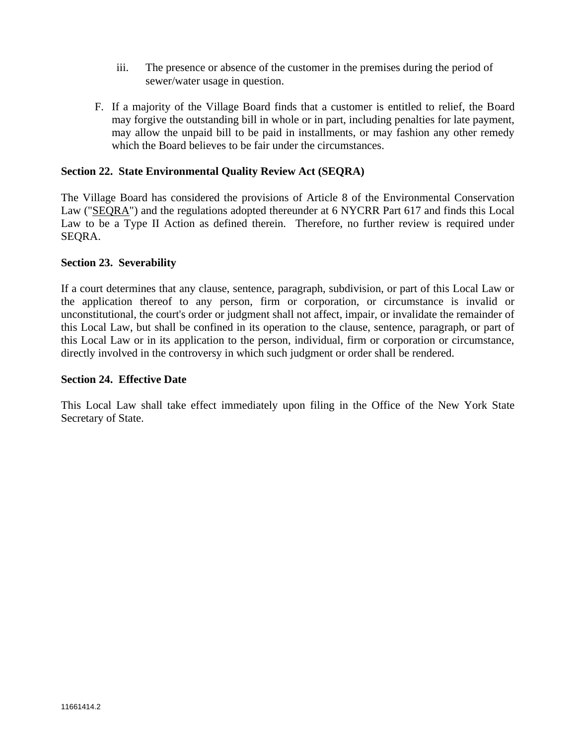iii. The presence or absence of the customer in the premises during the period of sewer/water usage in question.

F. If a majority of the Village Board finds that a customer is entitled to relief, the Board may forgive the outstanding bill in whole or in part, including penalties for late payment, may allow the unpaid bill to be paid in installments, or may fashion any other remedy which the Board believes to be fair under the circumstances.

**Section 22. State Environmental Quality Review Act (SEQRA)**

The Village Board has considered the provisions of Article 8 of the Environmental Conservation Law ("SEQRA") and the regulations adopted thereunder at 6 NYCRR Part 617 and finds this Local Law to be a Type II Action as defined therein. Therefore, no further review is required under SEQRA.

**Section 23. Severability**

If a court determines that any clause, sentence, paragraph, subdivision, or part of this Local Law or the application thereof to any person, firm or corporation, or circumstance is invalid or unconstitutional, the court's order or judgment shall not affect, impair, or invalidate the remainder of this Local Law, but shall be confined in its operation to the clause, sentence, paragraph, or part of this Local Law or in its application to the person, individual, firm or corporation or circumstance, directly involved in the controversy in which such judgment or order shall be rendered.

**Section 24. Effective Date**

This Local Law shall take effect immediately upon filing in the Office of the New York State Secretary of State.

11661414.2